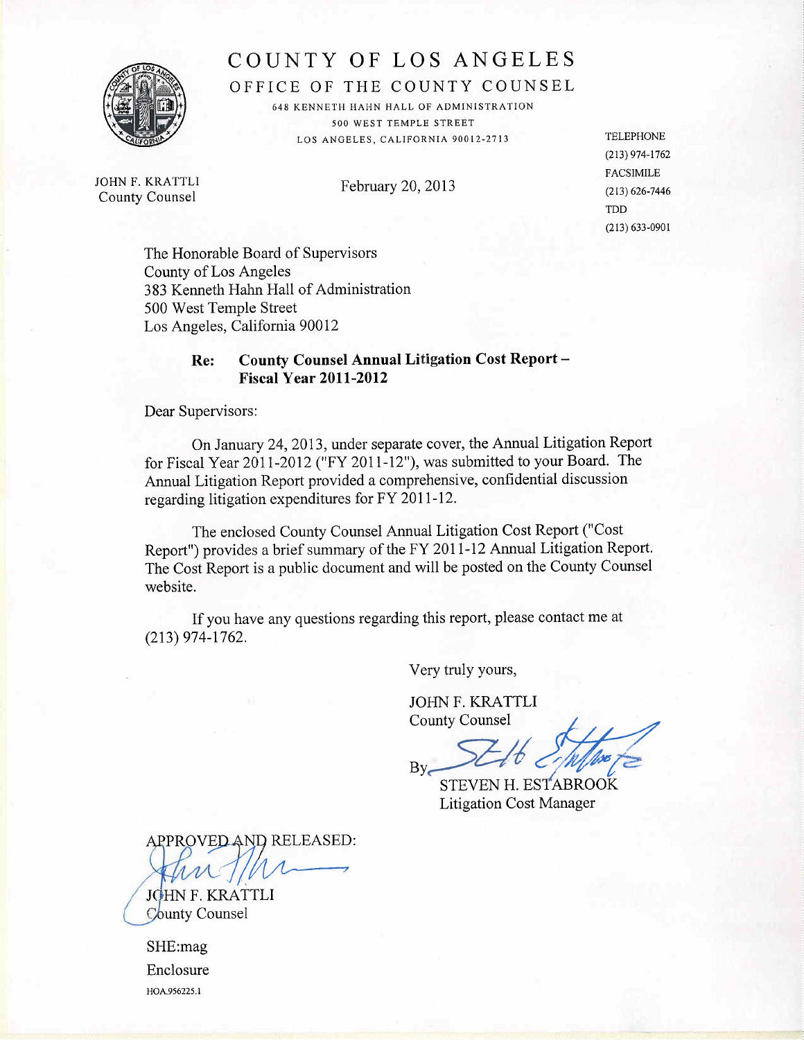# COUNTY OF LOS ANGELES

## OFFICE OF THE COUNTY COUNSEL

648 KENNETH HAHN HALL OF ADMINISTRATION
500 WEST TEMPLE STREET
LOS ANGELES, CALIFORNIA 90012-2713

TELEPHONE
(213) 974-1762
FACSIMILE
(213) 626-7446
TDD
(213) 633-0901

JOHN F. KRATTLI
County Counsel

February 20, 2013

The Honorable Board of Supervisors
County of Los Angeles
383 Kenneth Hahn Hall of Administration
500 West Temple Street
Los Angeles, California 90012

**Re: County Counsel Annual Litigation Cost Report – Fiscal Year 2011-2012**

Dear Supervisors:

On January 24, 2013, under separate cover, the Annual Litigation Report for Fiscal Year 2011-2012 ("FY 2011-12"), was submitted to your Board. The Annual Litigation Report provided a comprehensive, confidential discussion regarding litigation expenditures for FY 2011-12.

The enclosed County Counsel Annual Litigation Cost Report ("Cost Report") provides a brief summary of the FY 2011-12 Annual Litigation Report. The Cost Report is a public document and will be posted on the County Counsel website.

If you have any questions regarding this report, please contact me at (213) 974-1762.

Very truly yours,

JOHN F. KRATTLI
County Counsel

By
STEVEN H. ESTABROOK
Litigation Cost Manager

APPROVED AND RELEASED:

JOHN F. KRATTLI
County Counsel

SHE:mag
Enclosure
HOA.956225.1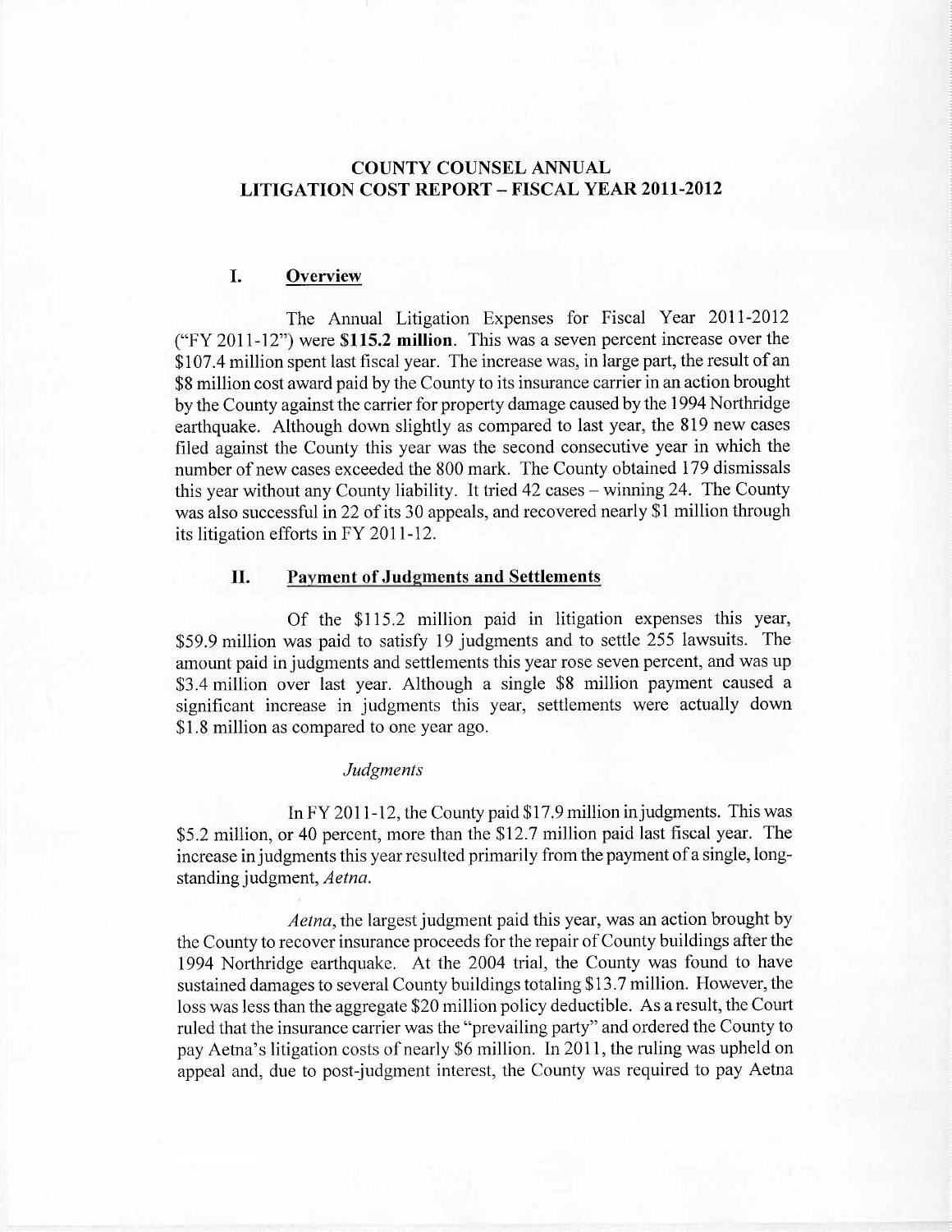# COUNTY COUNSEL ANNUAL LITIGATION COST REPORT – FISCAL YEAR 2011-2012

## I. Overview

The Annual Litigation Expenses for Fiscal Year 2011-2012 ("FY 2011-12") were **\$115.2 million**. This was a seven percent increase over the \$107.4 million spent last fiscal year. The increase was, in large part, the result of an \$8 million cost award paid by the County to its insurance carrier in an action brought by the County against the carrier for property damage caused by the 1994 Northridge earthquake. Although down slightly as compared to last year, the 819 new cases filed against the County this year was the second consecutive year in which the number of new cases exceeded the 800 mark. The County obtained 179 dismissals this year without any County liability. It tried 42 cases – winning 24. The County was also successful in 22 of its 30 appeals, and recovered nearly \$1 million through its litigation efforts in FY 2011-12.

## II. Payment of Judgments and Settlements

Of the \$115.2 million paid in litigation expenses this year, \$59.9 million was paid to satisfy 19 judgments and to settle 255 lawsuits. The amount paid in judgments and settlements this year rose seven percent, and was up \$3.4 million over last year. Although a single \$8 million payment caused a significant increase in judgments this year, settlements were actually down \$1.8 million as compared to one year ago.

### *Judgments*

In FY 2011-12, the County paid \$17.9 million in judgments. This was \$5.2 million, or 40 percent, more than the \$12.7 million paid last fiscal year. The increase in judgments this year resulted primarily from the payment of a single, long-standing judgment, *Aetna*.

*Aetna*, the largest judgment paid this year, was an action brought by the County to recover insurance proceeds for the repair of County buildings after the 1994 Northridge earthquake. At the 2004 trial, the County was found to have sustained damages to several County buildings totaling \$13.7 million. However, the loss was less than the aggregate \$20 million policy deductible. As a result, the Court ruled that the insurance carrier was the "prevailing party" and ordered the County to pay Aetna's litigation costs of nearly \$6 million. In 2011, the ruling was upheld on appeal and, due to post-judgment interest, the County was required to pay Aetna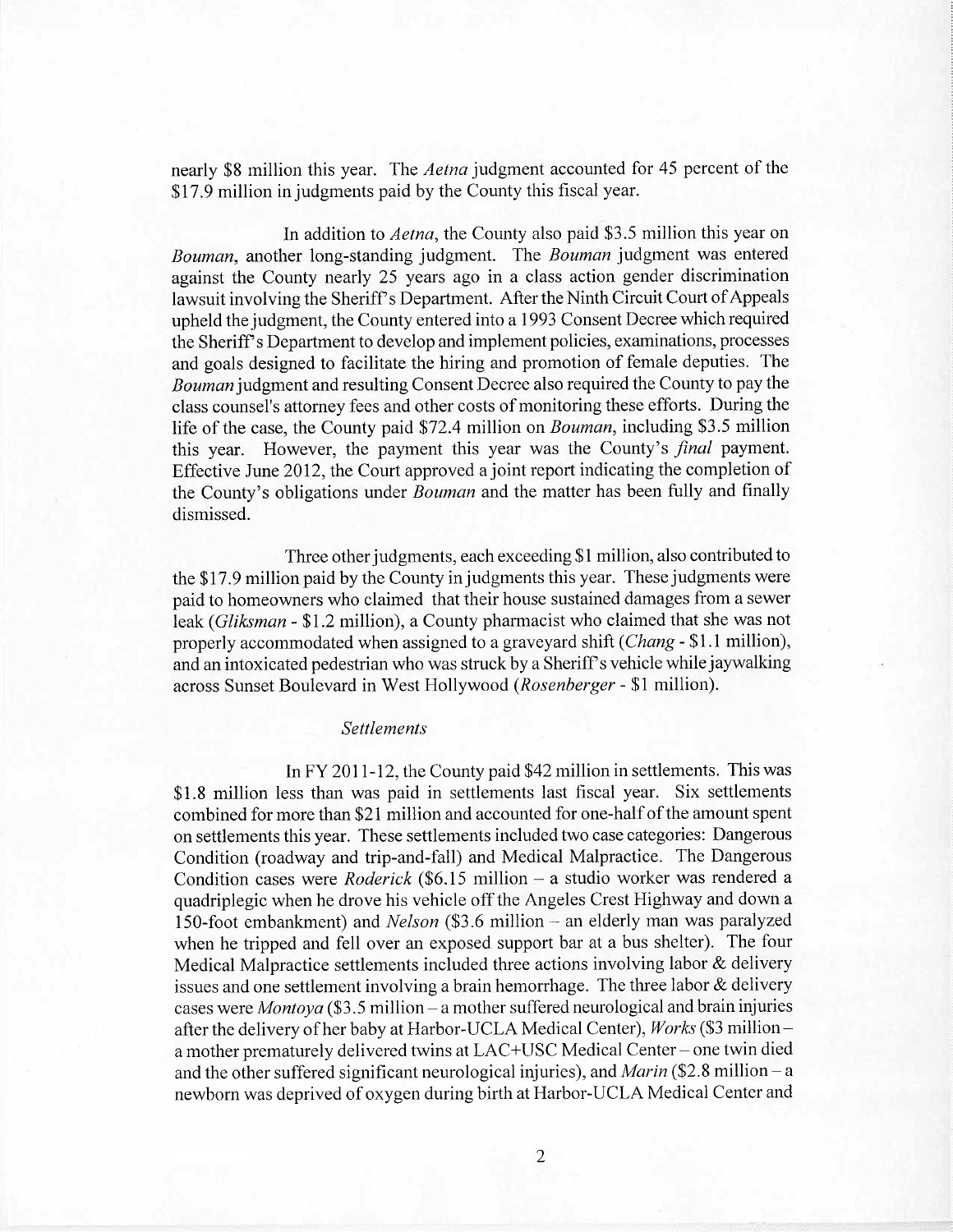nearly $8 million this year. The *Aetna* judgment accounted for 45 percent of the $17.9 million in judgments paid by the County this fiscal year.

In addition to *Aetna*, the County also paid $3.5 million this year on *Bouman*, another long-standing judgment. The *Bouman* judgment was entered against the County nearly 25 years ago in a class action gender discrimination lawsuit involving the Sheriff's Department. After the Ninth Circuit Court of Appeals upheld the judgment, the County entered into a 1993 Consent Decree which required the Sheriff's Department to develop and implement policies, examinations, processes and goals designed to facilitate the hiring and promotion of female deputies. The *Bouman* judgment and resulting Consent Decree also required the County to pay the class counsel's attorney fees and other costs of monitoring these efforts. During the life of the case, the County paid $72.4 million on *Bouman*, including $3.5 million this year. However, the payment this year was the County's *final* payment. Effective June 2012, the Court approved a joint report indicating the completion of the County's obligations under *Bouman* and the matter has been fully and finally dismissed.

Three other judgments, each exceeding $1 million, also contributed to the $17.9 million paid by the County in judgments this year. These judgments were paid to homeowners who claimed that their house sustained damages from a sewer leak (*Gliksman* - $1.2 million), a County pharmacist who claimed that she was not properly accommodated when assigned to a graveyard shift (*Chang* - $1.1 million), and an intoxicated pedestrian who was struck by a Sheriff's vehicle while jaywalking across Sunset Boulevard in West Hollywood (*Rosenberger* - $1 million).

*Settlements*

In FY 2011-12, the County paid $42 million in settlements. This was $1.8 million less than was paid in settlements last fiscal year. Six settlements combined for more than $21 million and accounted for one-half of the amount spent on settlements this year. These settlements included two case categories: Dangerous Condition (roadway and trip-and-fall) and Medical Malpractice. The Dangerous Condition cases were *Roderick* ($6.15 million – a studio worker was rendered a quadriplegic when he drove his vehicle off the Angeles Crest Highway and down a 150-foot embankment) and *Nelson* ($3.6 million – an elderly man was paralyzed when he tripped and fell over an exposed support bar at a bus shelter). The four Medical Malpractice settlements included three actions involving labor & delivery issues and one settlement involving a brain hemorrhage. The three labor & delivery cases were *Montoya* ($3.5 million – a mother suffered neurological and brain injuries after the delivery of her baby at Harbor-UCLA Medical Center), *Works* ($3 million – a mother prematurely delivered twins at LAC+USC Medical Center – one twin died and the other suffered significant neurological injuries), and *Marin* ($2.8 million – a newborn was deprived of oxygen during birth at Harbor-UCLA Medical Center and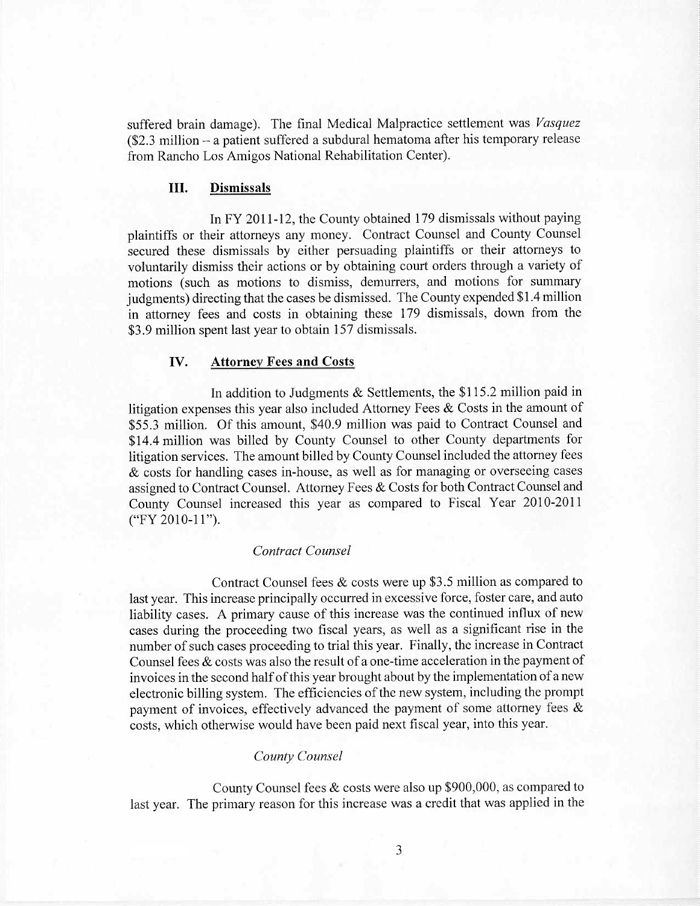suffered brain damage). The final Medical Malpractice settlement was *Vasquez* ($2.3 million – a patient suffered a subdural hematoma after his temporary release from Rancho Los Amigos National Rehabilitation Center).

### III. Dismissals

In FY 2011-12, the County obtained 179 dismissals without paying plaintiffs or their attorneys any money. Contract Counsel and County Counsel secured these dismissals by either persuading plaintiffs or their attorneys to voluntarily dismiss their actions or by obtaining court orders through a variety of motions (such as motions to dismiss, demurrers, and motions for summary judgments) directing that the cases be dismissed. The County expended $1.4 million in attorney fees and costs in obtaining these 179 dismissals, down from the $3.9 million spent last year to obtain 157 dismissals.

### IV. Attorney Fees and Costs

In addition to Judgments & Settlements, the $115.2 million paid in litigation expenses this year also included Attorney Fees & Costs in the amount of $55.3 million. Of this amount, $40.9 million was paid to Contract Counsel and $14.4 million was billed by County Counsel to other County departments for litigation services. The amount billed by County Counsel included the attorney fees & costs for handling cases in-house, as well as for managing or overseeing cases assigned to Contract Counsel. Attorney Fees & Costs for both Contract Counsel and County Counsel increased this year as compared to Fiscal Year 2010-2011 ("FY 2010-11").

*Contract Counsel*

Contract Counsel fees & costs were up $3.5 million as compared to last year. This increase principally occurred in excessive force, foster care, and auto liability cases. A primary cause of this increase was the continued influx of new cases during the proceeding two fiscal years, as well as a significant rise in the number of such cases proceeding to trial this year. Finally, the increase in Contract Counsel fees & costs was also the result of a one-time acceleration in the payment of invoices in the second half of this year brought about by the implementation of a new electronic billing system. The efficiencies of the new system, including the prompt payment of invoices, effectively advanced the payment of some attorney fees & costs, which otherwise would have been paid next fiscal year, into this year.

*County Counsel*

County Counsel fees & costs were also up $900,000, as compared to last year. The primary reason for this increase was a credit that was applied in the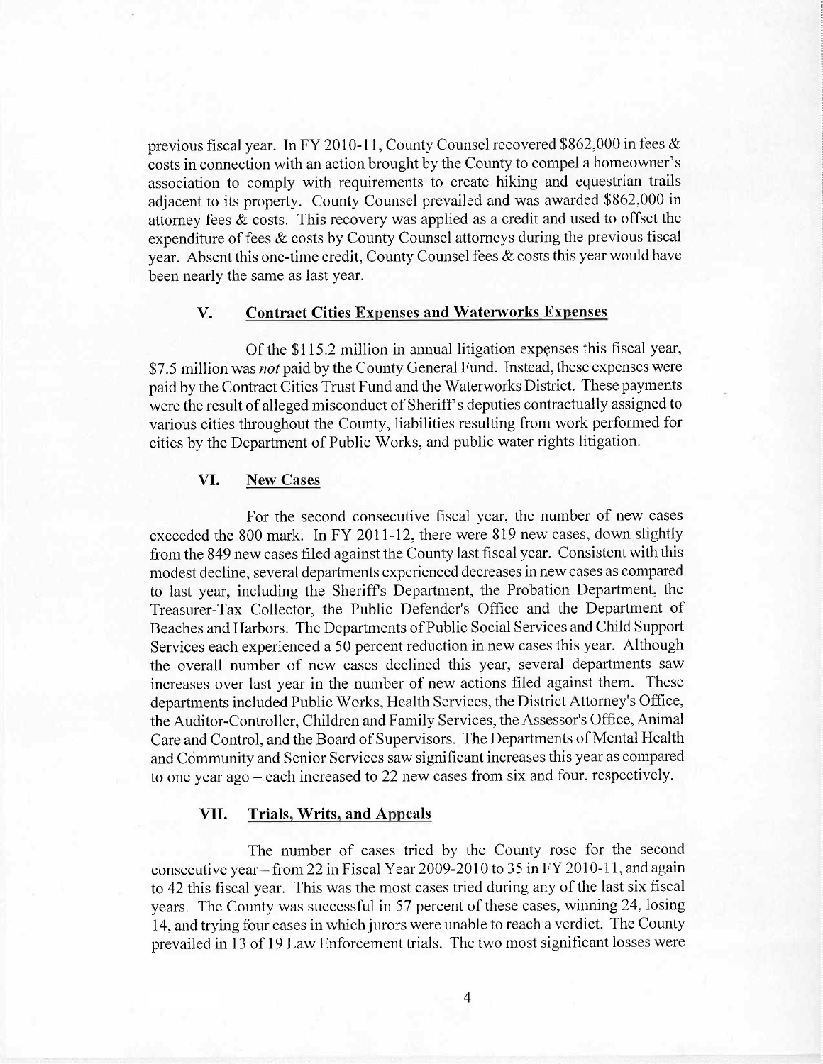previous fiscal year. In FY 2010-11, County Counsel recovered $862,000 in fees & costs in connection with an action brought by the County to compel a homeowner's association to comply with requirements to create hiking and equestrian trails adjacent to its property. County Counsel prevailed and was awarded $862,000 in attorney fees & costs. This recovery was applied as a credit and used to offset the expenditure of fees & costs by County Counsel attorneys during the previous fiscal year. Absent this one-time credit, County Counsel fees & costs this year would have been nearly the same as last year.

## V. Contract Cities Expenses and Waterworks Expenses

Of the $115.2 million in annual litigation expenses this fiscal year, $7.5 million was *not* paid by the County General Fund. Instead, these expenses were paid by the Contract Cities Trust Fund and the Waterworks District. These payments were the result of alleged misconduct of Sheriff's deputies contractually assigned to various cities throughout the County, liabilities resulting from work performed for cities by the Department of Public Works, and public water rights litigation.

## VI. New Cases

For the second consecutive fiscal year, the number of new cases exceeded the 800 mark. In FY 2011-12, there were 819 new cases, down slightly from the 849 new cases filed against the County last fiscal year. Consistent with this modest decline, several departments experienced decreases in new cases as compared to last year, including the Sheriff's Department, the Probation Department, the Treasurer-Tax Collector, the Public Defender's Office and the Department of Beaches and Harbors. The Departments of Public Social Services and Child Support Services each experienced a 50 percent reduction in new cases this year. Although the overall number of new cases declined this year, several departments saw increases over last year in the number of new actions filed against them. These departments included Public Works, Health Services, the District Attorney's Office, the Auditor-Controller, Children and Family Services, the Assessor's Office, Animal Care and Control, and the Board of Supervisors. The Departments of Mental Health and Community and Senior Services saw significant increases this year as compared to one year ago – each increased to 22 new cases from six and four, respectively.

## VII. Trials, Writs, and Appeals

The number of cases tried by the County rose for the second consecutive year – from 22 in Fiscal Year 2009-2010 to 35 in FY 2010-11, and again to 42 this fiscal year. This was the most cases tried during any of the last six fiscal years. The County was successful in 57 percent of these cases, winning 24, losing 14, and trying four cases in which jurors were unable to reach a verdict. The County prevailed in 13 of 19 Law Enforcement trials. The two most significant losses were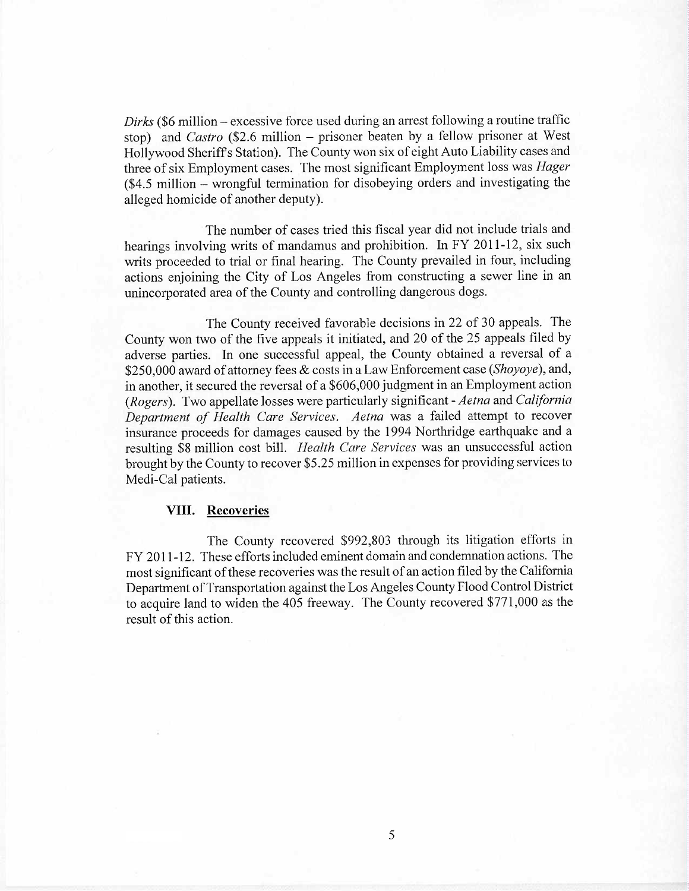*Dirks* ($6 million – excessive force used during an arrest following a routine traffic stop) and *Castro* ($2.6 million – prisoner beaten by a fellow prisoner at West Hollywood Sheriff's Station). The County won six of eight Auto Liability cases and three of six Employment cases. The most significant Employment loss was *Hager* ($4.5 million – wrongful termination for disobeying orders and investigating the alleged homicide of another deputy).

The number of cases tried this fiscal year did not include trials and hearings involving writs of mandamus and prohibition. In FY 2011-12, six such writs proceeded to trial or final hearing. The County prevailed in four, including actions enjoining the City of Los Angeles from constructing a sewer line in an unincorporated area of the County and controlling dangerous dogs.

The County received favorable decisions in 22 of 30 appeals. The County won two of the five appeals it initiated, and 20 of the 25 appeals filed by adverse parties. In one successful appeal, the County obtained a reversal of a $250,000 award of attorney fees & costs in a Law Enforcement case (*Shoyoye*), and, in another, it secured the reversal of a $606,000 judgment in an Employment action (*Rogers*). Two appellate losses were particularly significant - *Aetna* and *California Department of Health Care Services*. *Aetna* was a failed attempt to recover insurance proceeds for damages caused by the 1994 Northridge earthquake and a resulting $8 million cost bill. *Health Care Services* was an unsuccessful action brought by the County to recover $5.25 million in expenses for providing services to Medi-Cal patients.

## VIII. Recoveries

The County recovered $992,803 through its litigation efforts in FY 2011-12. These efforts included eminent domain and condemnation actions. The most significant of these recoveries was the result of an action filed by the California Department of Transportation against the Los Angeles County Flood Control District to acquire land to widen the 405 freeway. The County recovered $771,000 as the result of this action.